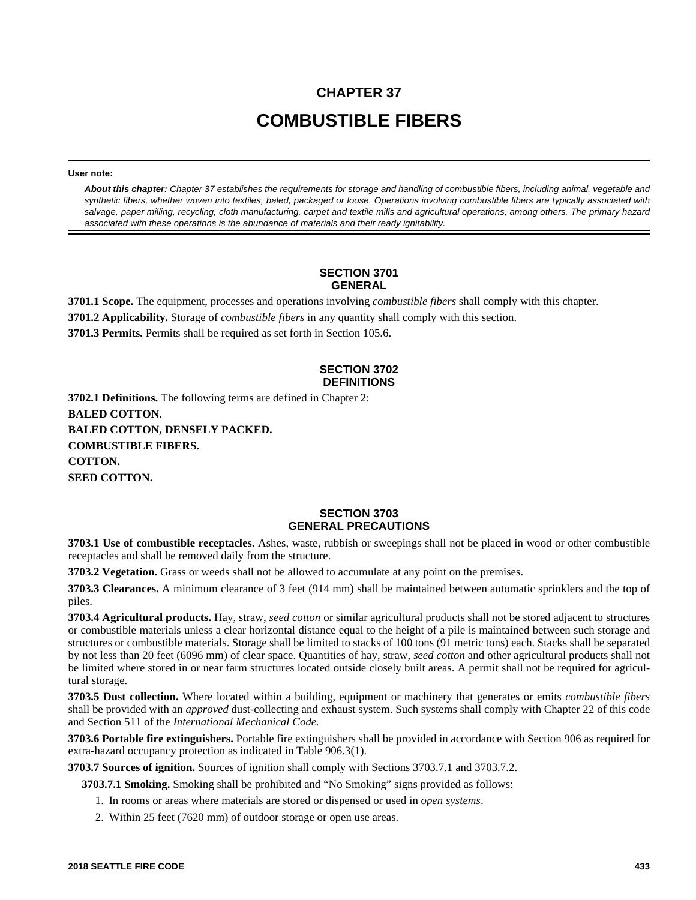# CHAPTER 37

# COMBUSTIBLE FIBERS

**User note:**

***About this chapter:*** *Chapter 37 establishes the requirements for storage and handling of combustible fibers, including animal, vegetable and synthetic fibers, whether woven into textiles, baled, packaged or loose. Operations involving combustible fibers are typically associated with salvage, paper milling, recycling, cloth manufacturing, carpet and textile mills and agricultural operations, among others. The primary hazard associated with these operations is the abundance of materials and their ready ignitability.*

## SECTION 3701
## GENERAL

**3701.1 Scope.** The equipment, processes and operations involving *combustible fibers* shall comply with this chapter.

**3701.2 Applicability.** Storage of *combustible fibers* in any quantity shall comply with this section.

**3701.3 Permits.** Permits shall be required as set forth in Section 105.6.

## SECTION 3702
## DEFINITIONS

**3702.1 Definitions.** The following terms are defined in Chapter 2:

**BALED COTTON.**

**BALED COTTON, DENSELY PACKED.**

**COMBUSTIBLE FIBERS.**

**COTTON.**

**SEED COTTON.**

## SECTION 3703
## GENERAL PRECAUTIONS

**3703.1 Use of combustible receptacles.** Ashes, waste, rubbish or sweepings shall not be placed in wood or other combustible receptacles and shall be removed daily from the structure.

**3703.2 Vegetation.** Grass or weeds shall not be allowed to accumulate at any point on the premises.

**3703.3 Clearances.** A minimum clearance of 3 feet (914 mm) shall be maintained between automatic sprinklers and the top of piles.

**3703.4 Agricultural products.** Hay, straw, *seed cotton* or similar agricultural products shall not be stored adjacent to structures or combustible materials unless a clear horizontal distance equal to the height of a pile is maintained between such storage and structures or combustible materials. Storage shall be limited to stacks of 100 tons (91 metric tons) each. Stacks shall be separated by not less than 20 feet (6096 mm) of clear space. Quantities of hay, straw, *seed cotton* and other agricultural products shall not be limited where stored in or near farm structures located outside closely built areas. A permit shall not be required for agricultural storage.

**3703.5 Dust collection.** Where located within a building, equipment or machinery that generates or emits *combustible fibers* shall be provided with an *approved* dust-collecting and exhaust system. Such systems shall comply with Chapter 22 of this code and Section 511 of the *International Mechanical Code.*

**3703.6 Portable fire extinguishers.** Portable fire extinguishers shall be provided in accordance with Section 906 as required for extra-hazard occupancy protection as indicated in Table 906.3(1).

**3703.7 Sources of ignition.** Sources of ignition shall comply with Sections 3703.7.1 and 3703.7.2.

**3703.7.1 Smoking.** Smoking shall be prohibited and "No Smoking" signs provided as follows:

1. In rooms or areas where materials are stored or dispensed or used in *open systems*.
2. Within 25 feet (7620 mm) of outdoor storage or open use areas.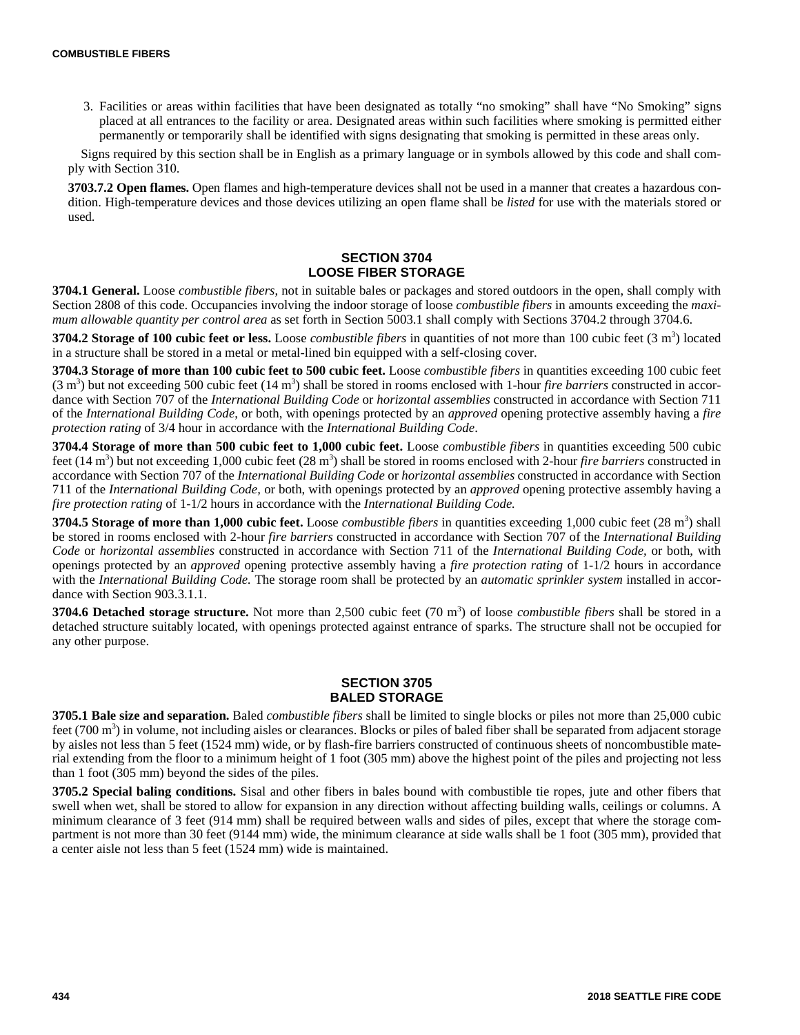3. Facilities or areas within facilities that have been designated as totally "no smoking" shall have "No Smoking" signs placed at all entrances to the facility or area. Designated areas within such facilities where smoking is permitted either permanently or temporarily shall be identified with signs designating that smoking is permitted in these areas only.

Signs required by this section shall be in English as a primary language or in symbols allowed by this code and shall comply with Section 310.

**3703.7.2 Open flames.** Open flames and high-temperature devices shall not be used in a manner that creates a hazardous condition. High-temperature devices and those devices utilizing an open flame shall be *listed* for use with the materials stored or used.

## SECTION 3704 LOOSE FIBER STORAGE

**3704.1 General.** Loose *combustible fibers*, not in suitable bales or packages and stored outdoors in the open, shall comply with Section 2808 of this code. Occupancies involving the indoor storage of loose *combustible fibers* in amounts exceeding the *maximum allowable quantity per control area* as set forth in Section 5003.1 shall comply with Sections 3704.2 through 3704.6.

**3704.2 Storage of 100 cubic feet or less.** Loose *combustible fibers* in quantities of not more than 100 cubic feet (3 $m^3$) located in a structure shall be stored in a metal or metal-lined bin equipped with a self-closing cover.

**3704.3 Storage of more than 100 cubic feet to 500 cubic feet.** Loose *combustible fibers* in quantities exceeding 100 cubic feet (3 $m^3$) but not exceeding 500 cubic feet (14 $m^3$) shall be stored in rooms enclosed with 1-hour *fire barriers* constructed in accordance with Section 707 of the *International Building Code* or *horizontal assemblies* constructed in accordance with Section 711 of the *International Building Code*, or both, with openings protected by an *approved* opening protective assembly having a *fire protection rating* of 3/4 hour in accordance with the *International Building Code*.

**3704.4 Storage of more than 500 cubic feet to 1,000 cubic feet.** Loose *combustible fibers* in quantities exceeding 500 cubic feet (14 $m^3$) but not exceeding 1,000 cubic feet (28 $m^3$) shall be stored in rooms enclosed with 2-hour *fire barriers* constructed in accordance with Section 707 of the *International Building Code* or *horizontal assemblies* constructed in accordance with Section 711 of the *International Building Code*, or both, with openings protected by an *approved* opening protective assembly having a *fire protection rating* of 1-1/2 hours in accordance with the *International Building Code.*

**3704.5 Storage of more than 1,000 cubic feet.** Loose *combustible fibers* in quantities exceeding 1,000 cubic feet (28 $m^3$) shall be stored in rooms enclosed with 2-hour *fire barriers* constructed in accordance with Section 707 of the *International Building Code* or *horizontal assemblies* constructed in accordance with Section 711 of the *International Building Code*, or both, with openings protected by an *approved* opening protective assembly having a *fire protection rating* of 1-1/2 hours in accordance with the *International Building Code.* The storage room shall be protected by an *automatic sprinkler system* installed in accordance with Section 903.3.1.1.

**3704.6 Detached storage structure.** Not more than 2,500 cubic feet (70 $m^3$) of loose *combustible fibers* shall be stored in a detached structure suitably located, with openings protected against entrance of sparks. The structure shall not be occupied for any other purpose.

## SECTION 3705 BALED STORAGE

**3705.1 Bale size and separation.** Baled *combustible fibers* shall be limited to single blocks or piles not more than 25,000 cubic feet (700 $m^3$) in volume, not including aisles or clearances. Blocks or piles of baled fiber shall be separated from adjacent storage by aisles not less than 5 feet (1524 mm) wide, or by flash-fire barriers constructed of continuous sheets of noncombustible material extending from the floor to a minimum height of 1 foot (305 mm) above the highest point of the piles and projecting not less than 1 foot (305 mm) beyond the sides of the piles.

**3705.2 Special baling conditions.** Sisal and other fibers in bales bound with combustible tie ropes, jute and other fibers that swell when wet, shall be stored to allow for expansion in any direction without affecting building walls, ceilings or columns. A minimum clearance of 3 feet (914 mm) shall be required between walls and sides of piles, except that where the storage compartment is not more than 30 feet (9144 mm) wide, the minimum clearance at side walls shall be 1 foot (305 mm), provided that a center aisle not less than 5 feet (1524 mm) wide is maintained.